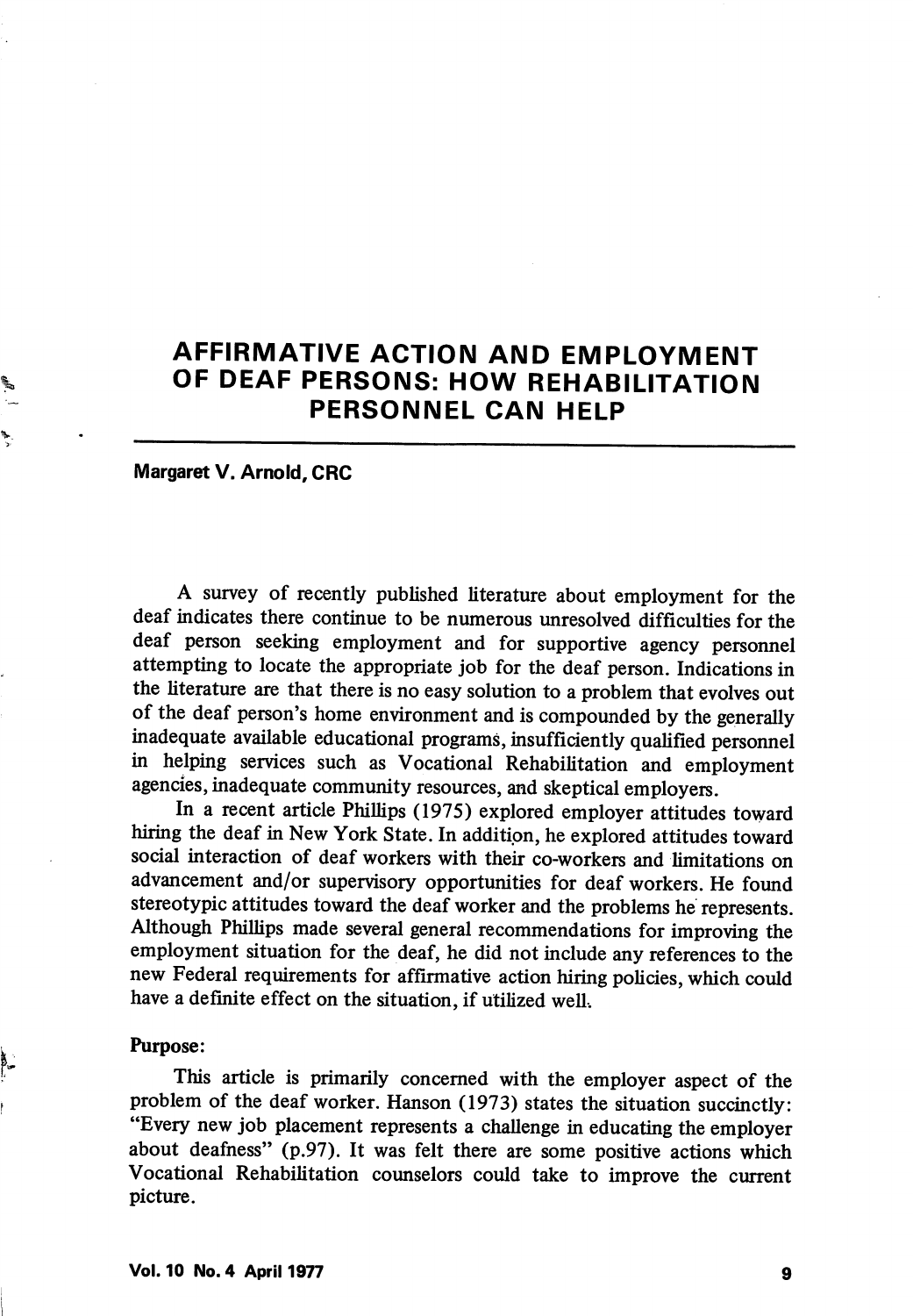# AFFIRMATIVE ACTION AND EMPLOYMENT OF DEAF PERSONS: HOW REHABILITATION PERSONNEL CAN HELP

**Margaret V. Arnold, CRC**

A survey of recently published literature about employment for the deaf indicates there continue to be numerous unresolved difficulties for the deaf person seeking employment and for supportive agency personnel attempting to locate the appropriate job for the deaf person. Indications in the literature are that there is no easy solution to a problem that evolves out of the deaf person's home environment and is compounded by the generally inadequate available educational programs, insufficiently qualified personnel in helping services such as Vocational Rehabilitation and employment agencies, inadequate community resources, and skeptical employers.

In a recent article Phillips (1975) explored employer attitudes toward hiring the deaf in New York State. In addition, he explored attitudes toward social interaction of deaf workers with their co-workers and limitations on advancement and/or supervisory opportunities for deaf workers. He found stereotypic attitudes toward the deaf worker and the problems he represents. Although Phillips made several general recommendations for improving the employment situation for the deaf, he did not include any references to the new Federal requirements for affirmative action hiring policies, which could have a definite effect on the situation, if utilized well.

**Purpose:**

This article is primarily concerned with the employer aspect of the problem of the deaf worker. Hanson (1973) states the situation succinctly: "Every new job placement represents a challenge in educating the employer about deafness" (p.97). It was felt there are some positive actions which Vocational Rehabilitation counselors could take to improve the current picture.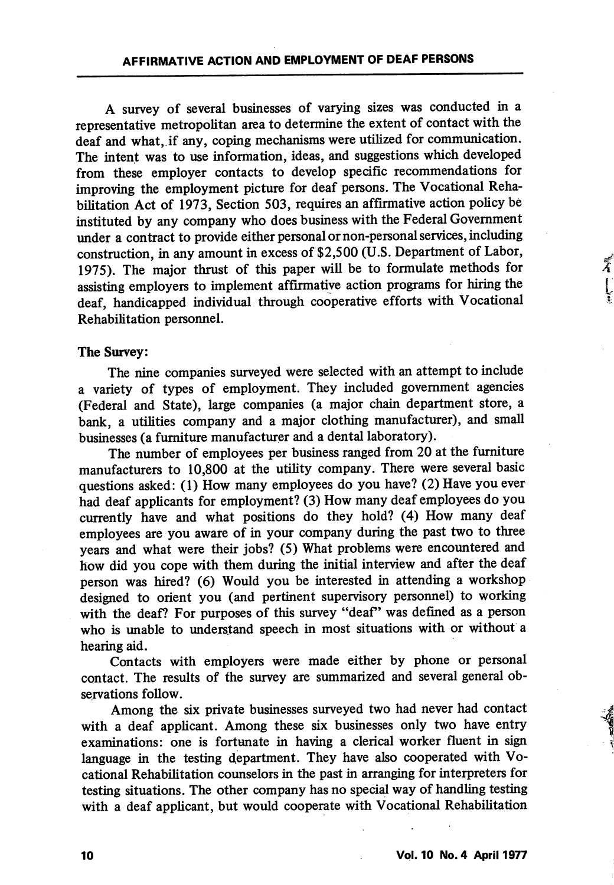A survey of several businesses of varying sizes was conducted in a representative metropolitan area to determine the extent of contact with the deaf and what, if any, coping mechanisms were utilized for communication. The intent was to use information, ideas, and suggestions which developed from these employer contacts to develop specific recommendations for improving the employment picture for deaf persons. The Vocational Rehabilitation Act of 1973, Section 503, requires an affirmative action policy be instituted by any company who does business with the Federal Government under a contract to provide either personal or non-personal services, including construction, in any amount in excess of $2,500 (U.S. Department of Labor, 1975). The major thrust of this paper will be to formulate methods for assisting employers to implement affirmative action programs for hiring the deaf, handicapped individual through cooperative efforts with Vocational Rehabilitation personnel.

**The Survey:**

The nine companies surveyed were selected with an attempt to include a variety of types of employment. They included government agencies (Federal and State), large companies (a major chain department store, a bank, a utilities company and a major clothing manufacturer), and small businesses (a furniture manufacturer and a dental laboratory).

The number of employees per business ranged from 20 at the furniture manufacturers to 10,800 at the utility company. There were several basic questions asked: (1) How many employees do you have? (2) Have you ever had deaf applicants for employment? (3) How many deaf employees do you currently have and what positions do they hold? (4) How many deaf employees are you aware of in your company during the past two to three years and what were their jobs? (5) What problems were encountered and how did you cope with them during the initial interview and after the deaf person was hired? (6) Would you be interested in attending a workshop designed to orient you (and pertinent supervisory personnel) to working with the deaf? For purposes of this survey "deaf" was defined as a person who is unable to understand speech in most situations with or without a hearing aid.

Contacts with employers were made either by phone or personal contact. The results of the survey are summarized and several general observations follow.

Among the six private businesses surveyed two had never had contact with a deaf applicant. Among these six businesses only two have entry examinations: one is fortunate in having a clerical worker fluent in sign language in the testing department. They have also cooperated with Vocational Rehabilitation counselors in the past in arranging for interpreters for testing situations. The other company has no special way of handling testing with a deaf applicant, but would cooperate with Vocational Rehabilitation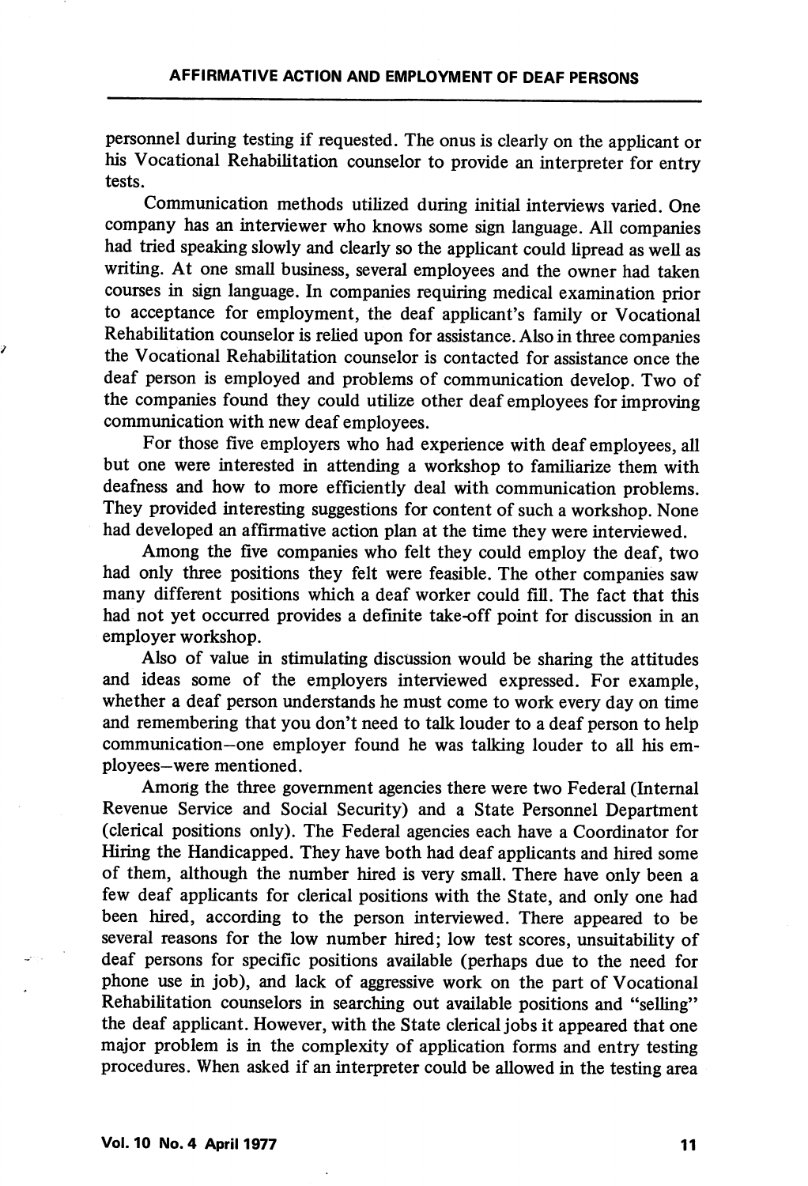personnel during testing if requested. The onus is clearly on the applicant or his Vocational Rehabilitation counselor to provide an interpreter for entry tests.

Communication methods utilized during initial interviews varied. One company has an interviewer who knows some sign language. All companies had tried speaking slowly and clearly so the applicant could lipread as well as writing. At one small business, several employees and the owner had taken courses in sign language. In companies requiring medical examination prior to acceptance for employment, the deaf applicant's family or Vocational Rehabilitation counselor is relied upon for assistance. Also in three companies the Vocational Rehabilitation counselor is contacted for assistance once the deaf person is employed and problems of communication develop. Two of the companies found they could utilize other deaf employees for improving communication with new deaf employees.

For those five employers who had experience with deaf employees, all but one were interested in attending a workshop to familiarize them with deafness and how to more efficiently deal with communication problems. They provided interesting suggestions for content of such a workshop. None had developed an affirmative action plan at the time they were interviewed.

Among the five companies who felt they could employ the deaf, two had only three positions they felt were feasible. The other companies saw many different positions which a deaf worker could fill. The fact that this had not yet occurred provides a definite take-off point for discussion in an employer workshop.

Also of value in stimulating discussion would be sharing the attitudes and ideas some of the employers interviewed expressed. For example, whether a deaf person understands he must come to work every day on time and remembering that you don't need to talk louder to a deaf person to help communication—one employer found he was talking louder to all his employees—were mentioned.

Among the three government agencies there were two Federal (Internal Revenue Service and Social Security) and a State Personnel Department (clerical positions only). The Federal agencies each have a Coordinator for Hiring the Handicapped. They have both had deaf applicants and hired some of them, although the number hired is very small. There have only been a few deaf applicants for clerical positions with the State, and only one had been hired, according to the person interviewed. There appeared to be several reasons for the low number hired; low test scores, unsuitability of deaf persons for specific positions available (perhaps due to the need for phone use in job), and lack of aggressive work on the part of Vocational Rehabilitation counselors in searching out available positions and "selling" the deaf applicant. However, with the State clerical jobs it appeared that one major problem is in the complexity of application forms and entry testing procedures. When asked if an interpreter could be allowed in the testing area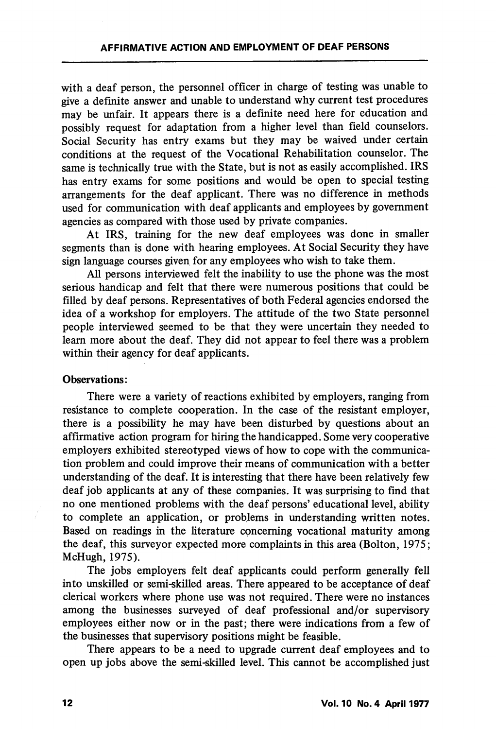with a deaf person, the personnel officer in charge of testing was unable to give a definite answer and unable to understand why current test procedures may be unfair. It appears there is a definite need here for education and possibly request for adaptation from a higher level than field counselors. Social Security has entry exams but they may be waived under certain conditions at the request of the Vocational Rehabilitation counselor. The same is technically true with the State, but is not as easily accomplished. IRS has entry exams for some positions and would be open to special testing arrangements for the deaf applicant. There was no difference in methods used for communication with deaf applicants and employees by government agencies as compared with those used by private companies.

At IRS, training for the new deaf employees was done in smaller segments than is done with hearing employees. At Social Security they have sign language courses given for any employees who wish to take them.

All persons interviewed felt the inability to use the phone was the most serious handicap and felt that there were numerous positions that could be filled by deaf persons. Representatives of both Federal agencies endorsed the idea of a workshop for employers. The attitude of the two State personnel people interviewed seemed to be that they were uncertain they needed to learn more about the deaf. They did not appear to feel there was a problem within their agency for deaf applicants.

**Observations:**

There were a variety of reactions exhibited by employers, ranging from resistance to complete cooperation. In the case of the resistant employer, there is a possibility he may have been disturbed by questions about an affirmative action program for hiring the handicapped. Some very cooperative employers exhibited stereotyped views of how to cope with the communication problem and could improve their means of communication with a better understanding of the deaf. It is interesting that there have been relatively few deaf job applicants at any of these companies. It was surprising to find that no one mentioned problems with the deaf persons' educational level, ability to complete an application, or problems in understanding written notes. Based on readings in the literature concerning vocational maturity among the deaf, this surveyor expected more complaints in this area (Bolton, 1975; McHugh, 1975).

The jobs employers felt deaf applicants could perform generally fell into unskilled or semi-skilled areas. There appeared to be acceptance of deaf clerical workers where phone use was not required. There were no instances among the businesses surveyed of deaf professional and/or supervisory employees either now or in the past; there were indications from a few of the businesses that supervisory positions might be feasible.

There appears to be a need to upgrade current deaf employees and to open up jobs above the semi-skilled level. This cannot be accomplished just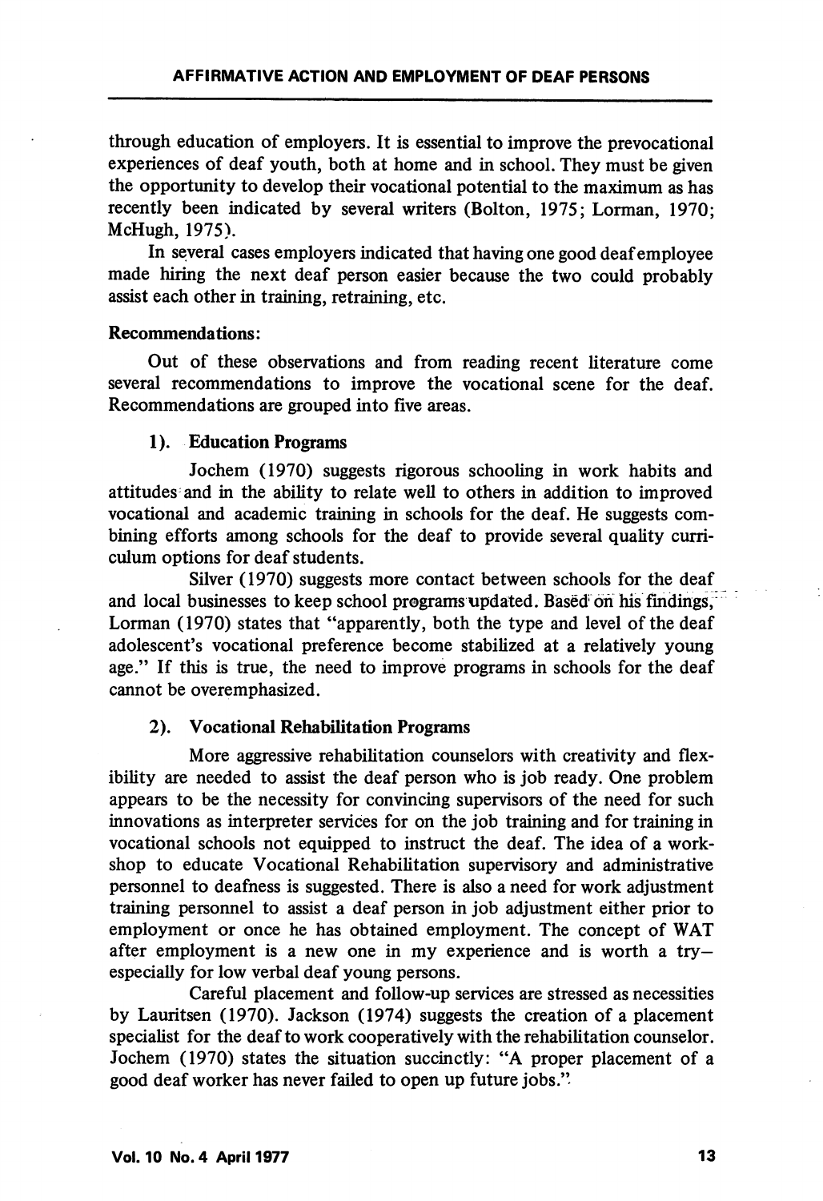through education of employers. It is essential to improve the prevocational experiences of deaf youth, both at home and in school. They must be given the opportunity to develop their vocational potential to the maximum as has recently been indicated by several writers (Bolton, 1975; Lorman, 1970; McHugh, 1975).

In several cases employers indicated that having one good deaf employee made hiring the next deaf person easier because the two could probably assist each other in training, retraining, etc.

**Recommendations:**

Out of these observations and from reading recent literature come several recommendations to improve the vocational scene for the deaf. Recommendations are grouped into five areas.

**1). Education Programs**

Jochem (1970) suggests rigorous schooling in work habits and attitudes and in the ability to relate well to others in addition to improved vocational and academic training in schools for the deaf. He suggests combining efforts among schools for the deaf to provide several quality curriculum options for deaf students.

Silver (1970) suggests more contact between schools for the deaf and local businesses to keep school programs updated. Based on his findings, Lorman (1970) states that "apparently, both the type and level of the deaf adolescent's vocational preference become stabilized at a relatively young age." If this is true, the need to improve programs in schools for the deaf cannot be overemphasized.

**2). Vocational Rehabilitation Programs**

More aggressive rehabilitation counselors with creativity and flexibility are needed to assist the deaf person who is job ready. One problem appears to be the necessity for convincing supervisors of the need for such innovations as interpreter services for on the job training and for training in vocational schools not equipped to instruct the deaf. The idea of a workshop to educate Vocational Rehabilitation supervisory and administrative personnel to deafness is suggested. There is also a need for work adjustment training personnel to assist a deaf person in job adjustment either prior to employment or once he has obtained employment. The concept of WAT after employment is a new one in my experience and is worth a try—especially for low verbal deaf young persons.

Careful placement and follow-up services are stressed as necessities by Lauritsen (1970). Jackson (1974) suggests the creation of a placement specialist for the deaf to work cooperatively with the rehabilitation counselor. Jochem (1970) states the situation succinctly: "A proper placement of a good deaf worker has never failed to open up future jobs."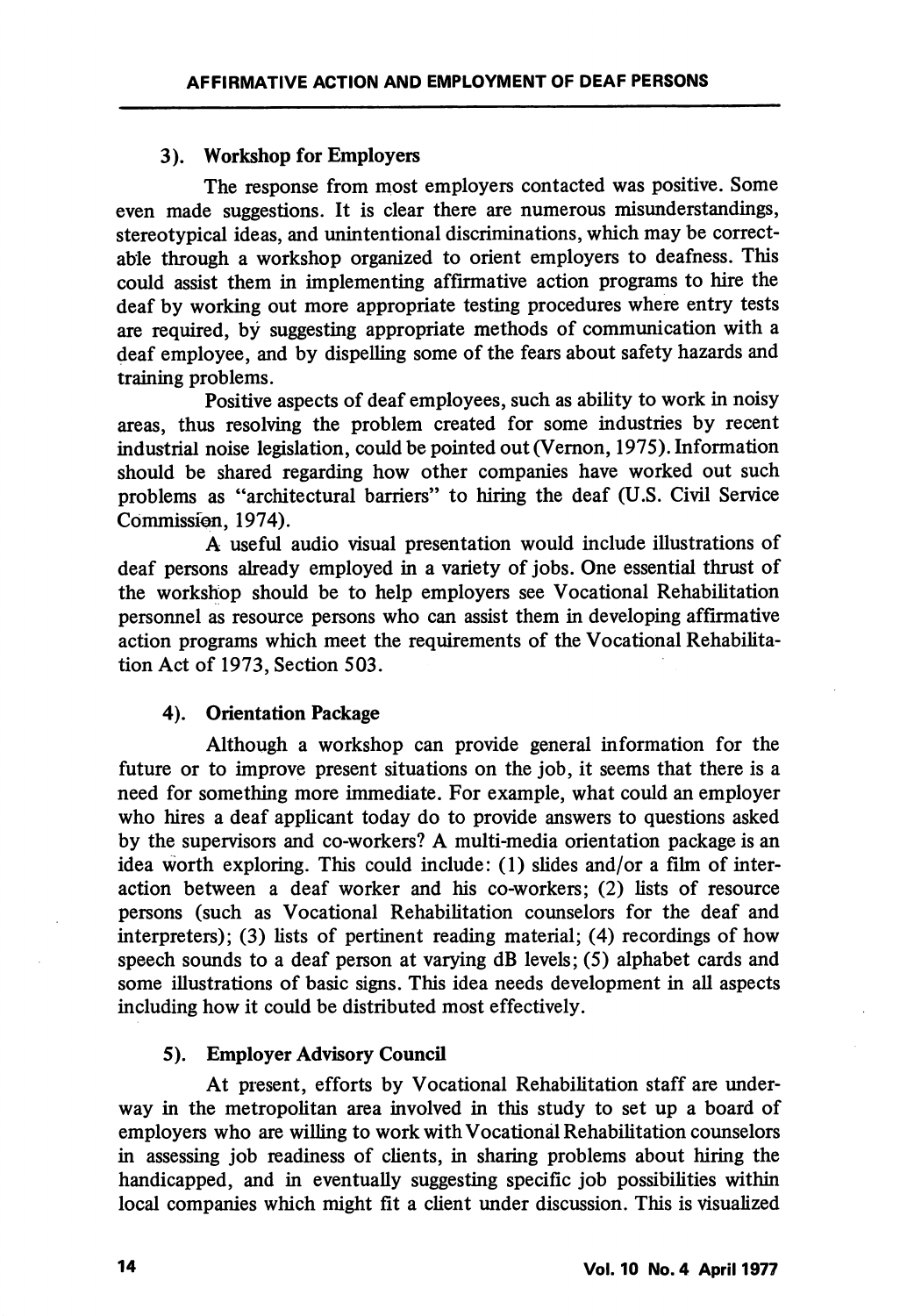### 3). Workshop for Employers

The response from most employers contacted was positive. Some even made suggestions. It is clear there are numerous misunderstandings, stereotypical ideas, and unintentional discriminations, which may be correctable through a workshop organized to orient employers to deafness. This could assist them in implementing affirmative action programs to hire the deaf by working out more appropriate testing procedures where entry tests are required, by suggesting appropriate methods of communication with a deaf employee, and by dispelling some of the fears about safety hazards and training problems.

Positive aspects of deaf employees, such as ability to work in noisy areas, thus resolving the problem created for some industries by recent industrial noise legislation, could be pointed out (Vernon, 1975). Information should be shared regarding how other companies have worked out such problems as "architectural barriers" to hiring the deaf (U.S. Civil Service Commission, 1974).

A useful audio visual presentation would include illustrations of deaf persons already employed in a variety of jobs. One essential thrust of the workshop should be to help employers see Vocational Rehabilitation personnel as resource persons who can assist them in developing affirmative action programs which meet the requirements of the Vocational Rehabilitation Act of 1973, Section 503.

### 4). Orientation Package

Although a workshop can provide general information for the future or to improve present situations on the job, it seems that there is a need for something more immediate. For example, what could an employer who hires a deaf applicant today do to provide answers to questions asked by the supervisors and co-workers? A multi-media orientation package is an idea worth exploring. This could include: (1) slides and/or a film of interaction between a deaf worker and his co-workers; (2) lists of resource persons (such as Vocational Rehabilitation counselors for the deaf and interpreters); (3) lists of pertinent reading material; (4) recordings of how speech sounds to a deaf person at varying dB levels; (5) alphabet cards and some illustrations of basic signs. This idea needs development in all aspects including how it could be distributed most effectively.

### 5). Employer Advisory Council

At present, efforts by Vocational Rehabilitation staff are underway in the metropolitan area involved in this study to set up a board of employers who are willing to work with Vocational Rehabilitation counselors in assessing job readiness of clients, in sharing problems about hiring the handicapped, and in eventually suggesting specific job possibilities within local companies which might fit a client under discussion. This is visualized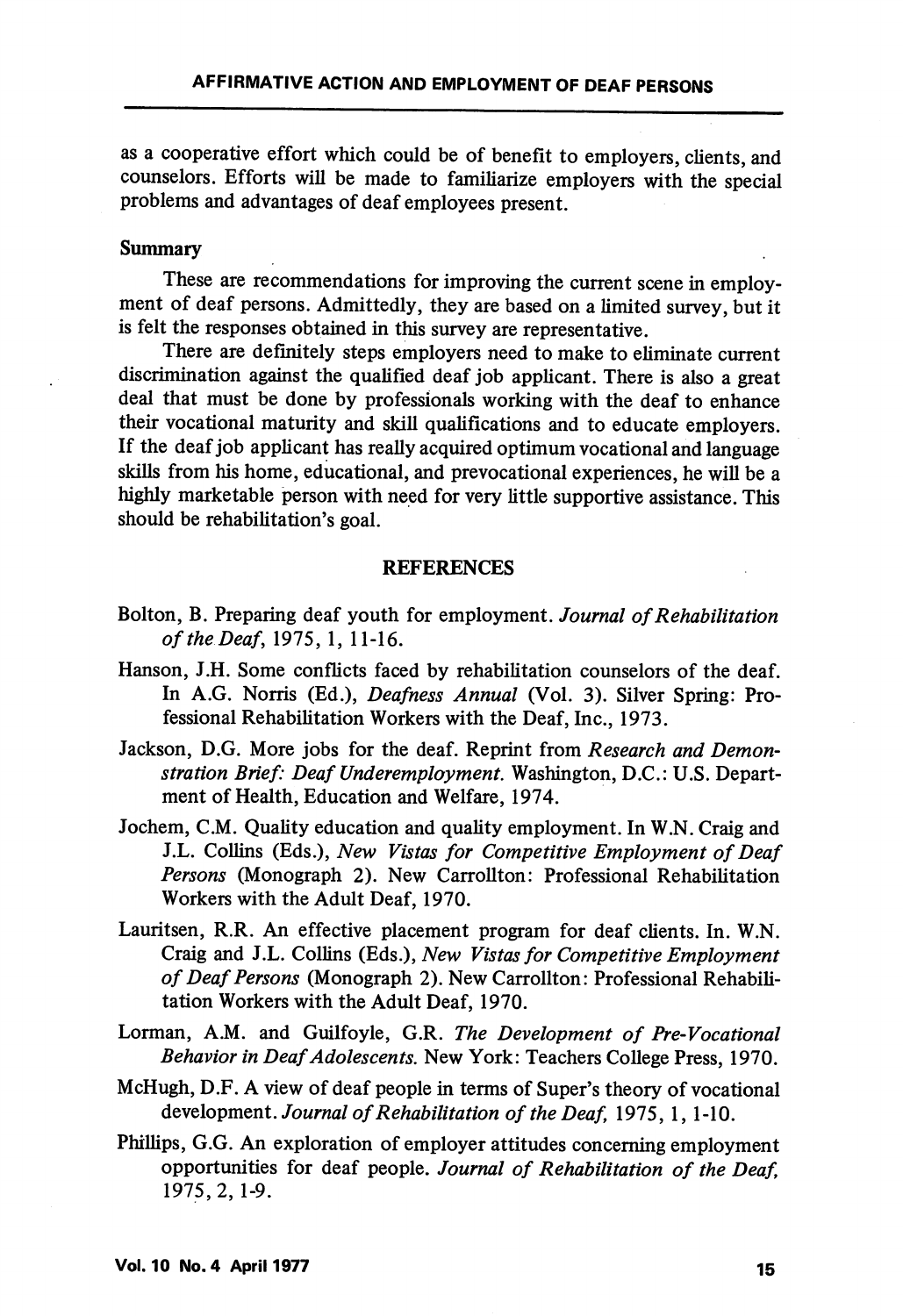as a cooperative effort which could be of benefit to employers, clients, and counselors. Efforts will be made to familiarize employers with the special problems and advantages of deaf employees present.

## Summary

These are recommendations for improving the current scene in employment of deaf persons. Admittedly, they are based on a limited survey, but it is felt the responses obtained in this survey are representative.

There are definitely steps employers need to make to eliminate current discrimination against the qualified deaf job applicant. There is also a great deal that must be done by professionals working with the deaf to enhance their vocational maturity and skill qualifications and to educate employers. If the deaf job applicant has really acquired optimum vocational and language skills from his home, educational, and prevocational experiences, he will be a highly marketable person with need for very little supportive assistance. This should be rehabilitation's goal.

## REFERENCES

Bolton, B. Preparing deaf youth for employment. *Journal of Rehabilitation of the Deaf,* 1975, 1, 11-16.

Hanson, J.H. Some conflicts faced by rehabilitation counselors of the deaf. In A.G. Norris (Ed.), *Deafness Annual* (Vol. 3). Silver Spring: Professional Rehabilitation Workers with the Deaf, Inc., 1973.

Jackson, D.G. More jobs for the deaf. Reprint from *Research and Demonstration Brief: Deaf Underemployment.* Washington, D.C.: U.S. Department of Health, Education and Welfare, 1974.

Jochem, C.M. Quality education and quality employment. In W.N. Craig and J.L. Collins (Eds.), *New Vistas for Competitive Employment of Deaf Persons* (Monograph 2). New Carrollton: Professional Rehabilitation Workers with the Adult Deaf, 1970.

Lauritsen, R.R. An effective placement program for deaf clients. In. W.N. Craig and J.L. Collins (Eds.), *New Vistas for Competitive Employment of Deaf Persons* (Monograph 2). New Carrollton: Professional Rehabilitation Workers with the Adult Deaf, 1970.

Lorman, A.M. and Guilfoyle, G.R. *The Development of Pre-Vocational Behavior in Deaf Adolescents.* New York: Teachers College Press, 1970.

McHugh, D.F. A view of deaf people in terms of Super's theory of vocational development. *Journal of Rehabilitation of the Deaf,* 1975, 1, 1-10.

Phillips, G.G. An exploration of employer attitudes concerning employment opportunities for deaf people. *Journal of Rehabilitation of the Deaf,* 1975, 2, 1-9.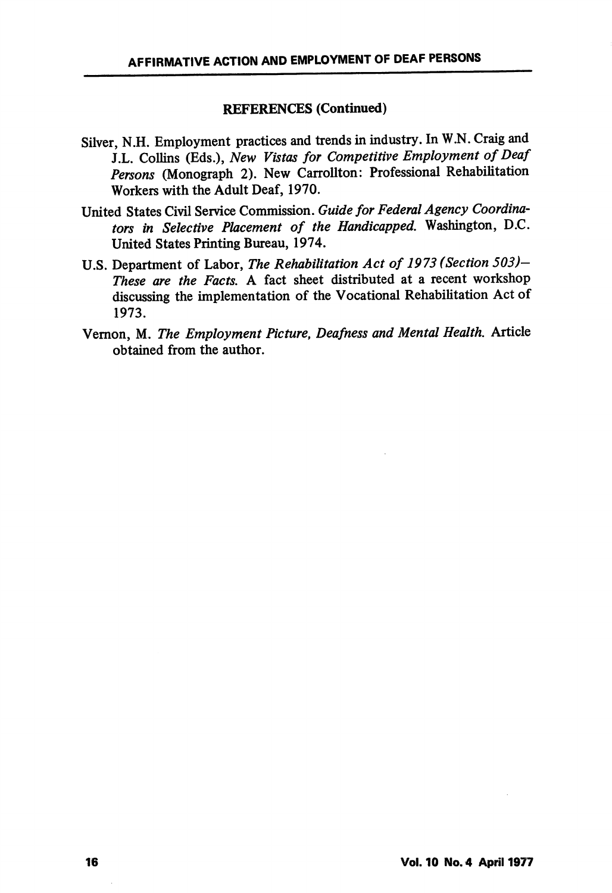## REFERENCES (Continued)

Silver, N.H. Employment practices and trends in industry. In W.N. Craig and J.L. Collins (Eds.), *New Vistas for Competitive Employment of Deaf Persons* (Monograph 2). New Carrollton: Professional Rehabilitation Workers with the Adult Deaf, 1970.

United States Civil Service Commission. *Guide for Federal Agency Coordinators in Selective Placement of the Handicapped.* Washington, D.C. United States Printing Bureau, 1974.

U.S. Department of Labor, *The Rehabilitation Act of 1973 (Section 503)–These are the Facts.* A fact sheet distributed at a recent workshop discussing the implementation of the Vocational Rehabilitation Act of 1973.

Vernon, M. *The Employment Picture, Deafness and Mental Health.* Article obtained from the author.